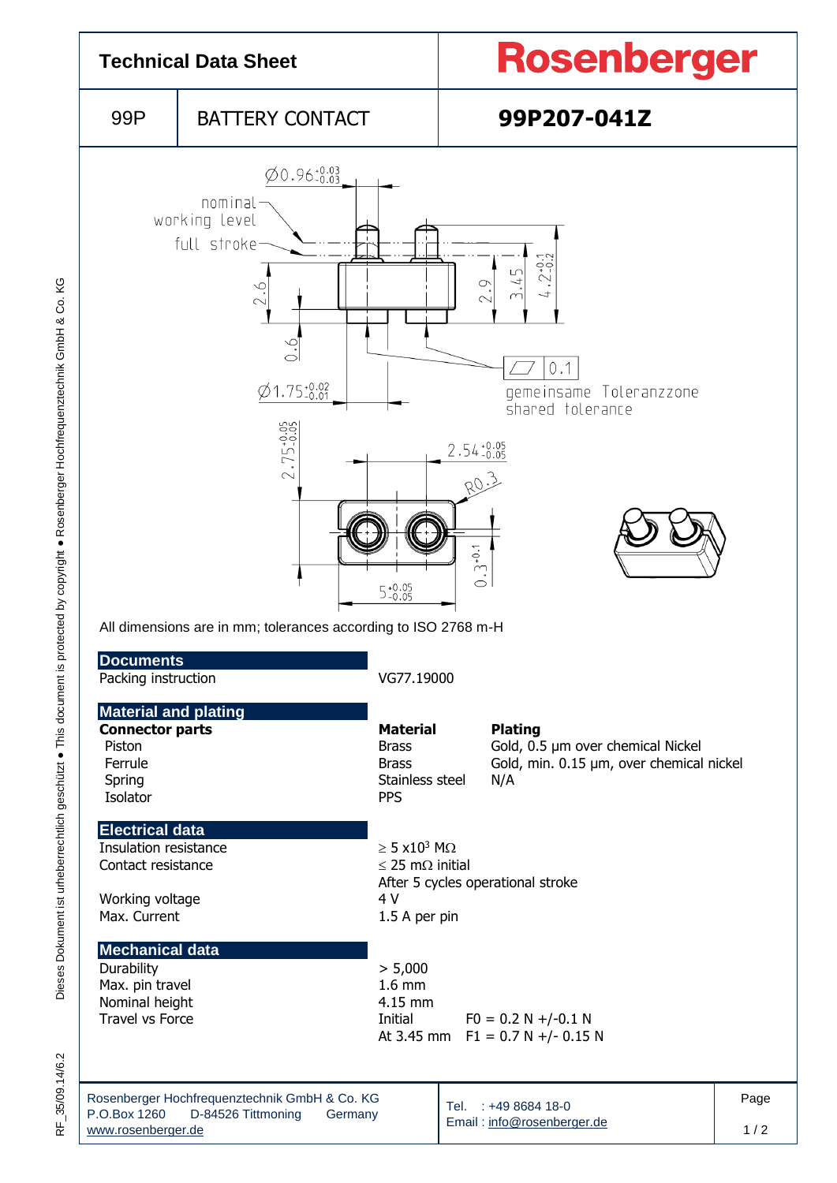# Technical Data Sheet

**Rosenberger**

| 99P | BATTERY CONTACT | **99P207-041Z** |
|---|---|---|

All dimensions are in mm; tolerances according to ISO 2768 m-H

## Documents

| | |
|---|---|
| Packing instruction | VG77.19000 |

## Material and plating

| **Connector parts** | **Material** | **Plating** |
|---|---|---|
| Piston | Brass | Gold, 0.5 µm over chemical Nickel |
| Ferrule | Brass | Gold, min. 0.15 µm, over chemical nickel |
| Spring | Stainless steel | N/A |
| Isolator | PPS | |

## Electrical data

| | |
|---|---|
| Insulation resistance | ≥ 5 x$10^3$ MΩ |
| Contact resistance | ≤ 25 mΩ initial<br>After 5 cycles operational stroke |
| Working voltage | 4 V |
| Max. Current | 1.5 A per pin |

## Mechanical data

| | | |
|---|---|---|
| Durability | > 5,000 | |
| Max. pin travel | 1.6 mm | |
| Nominal height | 4.15 mm | |
| Travel vs Force | Initial | F0 = 0.2 N +/-0.1 N |
| | At 3.45 mm | F1 = 0.7 N +/- 0.15 N |

Rosenberger Hochfrequenztechnik GmbH & Co. KG
P.O.Box 1260 D-84526 Tittmoning Germany
www.rosenberger.de

Tel. : +49 8684 18-0
Email : info@rosenberger.de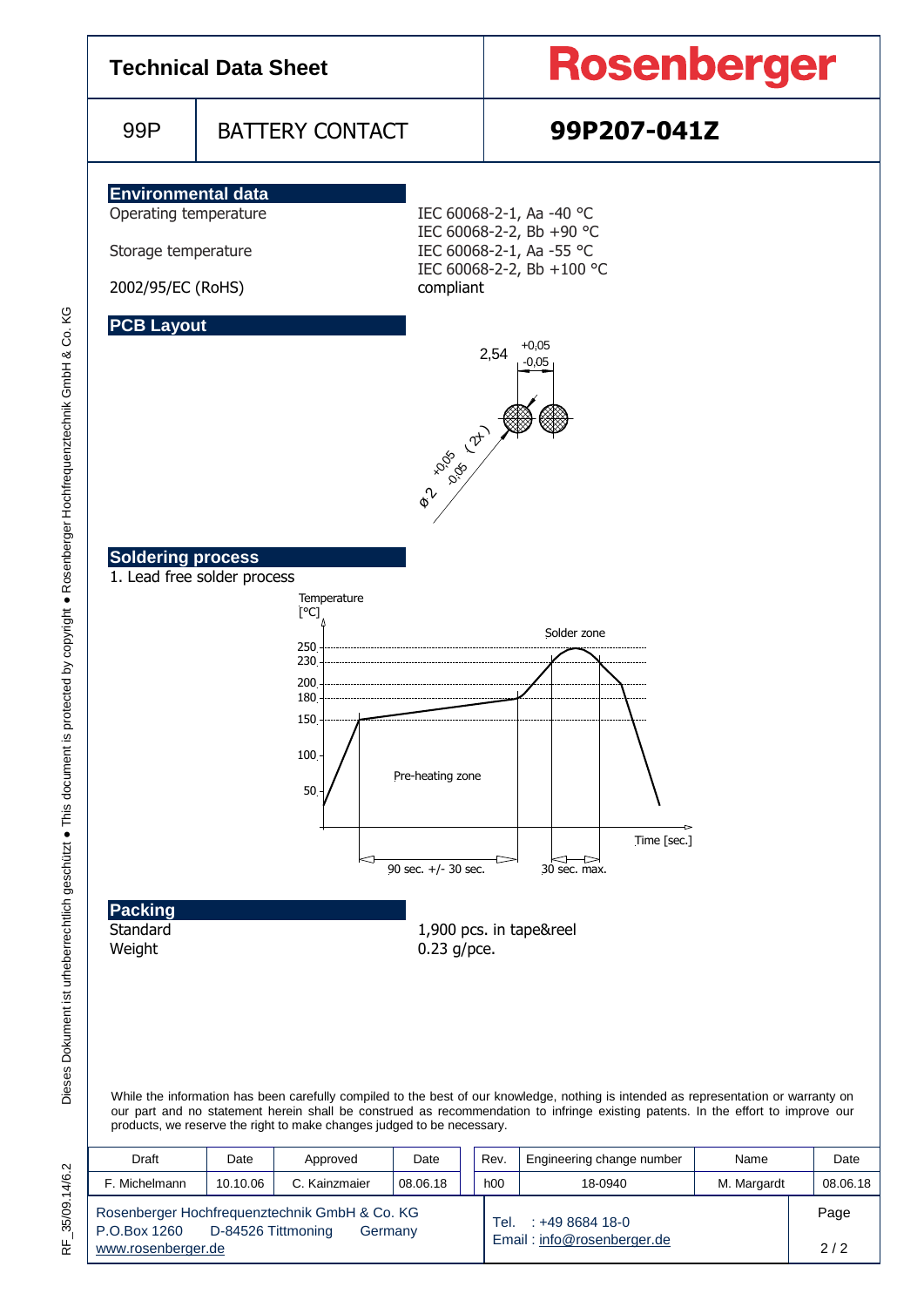# Technical Data Sheet

**Rosenberger**

| | | |
|---|---|---|
| 99P | BATTERY CONTACT | **99P207-041Z** |

## Environmental data

| | |
|---|---|
| Operating temperature | IEC 60068-2-1, Aa -40 °C<br>IEC 60068-2-2, Bb +90 °C |
| Storage temperature | IEC 60068-2-1, Aa -55 °C<br>IEC 60068-2-2, Bb +100 °C |
| 2002/95/EC (RoHS) | compliant |

## PCB Layout

2,54 +0,05 -0,05

ø2 +0,05 -0,05 (2x)

## Soldering process

1. Lead free solder process

Temperature [°C]

250
230
200
180
150
100
50

Solder zone

Pre-heating zone

Time [sec.]

90 sec. +/- 30 sec.

30 sec. max.

## Packing

| | |
|---|---|
| Standard | 1,900 pcs. in tape&reel |
| Weight | 0.23 g/pce. |

While the information has been carefully compiled to the best of our knowledge, nothing is intended as representation or warranty on our part and no statement herein shall be construed as recommendation to infringe existing patents. In the effort to improve our products, we reserve the right to make changes judged to be necessary.

| Draft | Date | Approved | Date | Rev. | Engineering change number | Name | Date |
|---|---|---|---|---|---|---|---|
| F. Michelmann | 10.10.06 | C. Kainzmaier | 08.06.18 | h00 | 18-0940 | M. Margardt | 08.06.18 |

Rosenberger Hochfrequenztechnik GmbH & Co. KG
P.O.Box 1260 D-84526 Tittmoning Germany
www.rosenberger.de

Tel. : +49 8684 18-0
Email : info@rosenberger.de

RF_35/09.14/6.2

Dieses Dokument ist urheberrechtlich geschützt ● This document is protected by copyright ● Rosenberger Hochfrequenztechnik GmbH & Co. KG